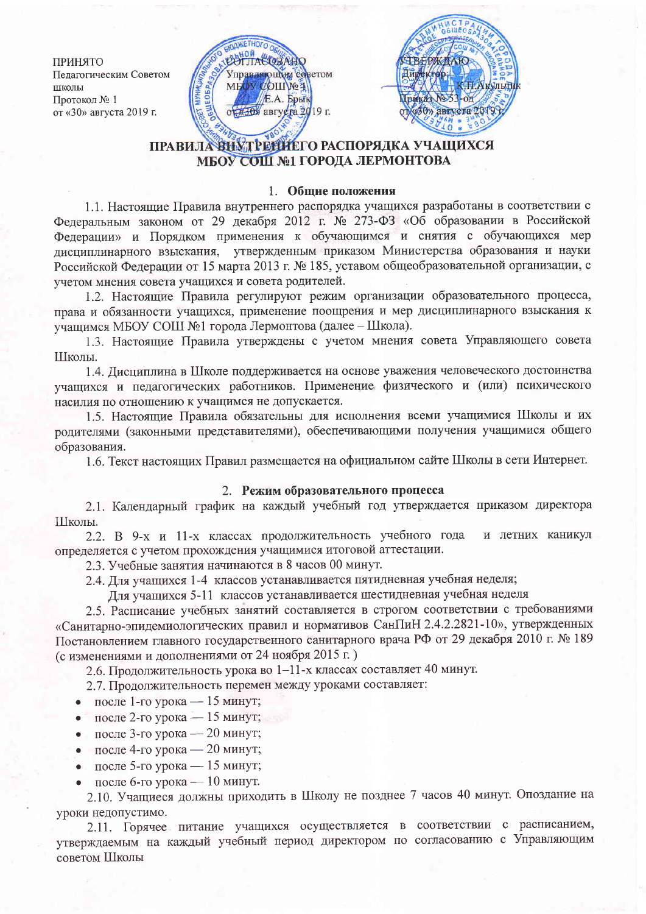ПРИНЯТО
Педагогическим Советом школы
Протокол № 1
от «30» августа 2019 г.

СОГЛАСОВАНО
Управляющим советом МБОУ СОШ № 1
_____ Е.А. Брык
от «30» августа 2019 г.

УТВЕРЖДАЮ
Директор
_____ К.П.Акулыник
Приказ № 53-од
от «30» августа 2019 г.

# ПРАВИЛА ВНУТРЕННЕГО РАСПОРЯДКА УЧАЩИХСЯ МБОУ СОШ №1 ГОРОДА ЛЕРМОНТОВА

## 1. Общие положения

1.1. Настоящие Правила внутреннего распорядка учащихся разработаны в соответствии с Федеральным законом от 29 декабря 2012 г. № 273-ФЗ «Об образовании в Российской Федерации» и Порядком применения к обучающимся и снятия с обучающихся мер дисциплинарного взыскания, утвержденным приказом Министерства образования и науки Российской Федерации от 15 марта 2013 г. № 185, уставом общеобразовательной организации, с учетом мнения совета учащихся и совета родителей.

1.2. Настоящие Правила регулируют режим организации образовательного процесса, права и обязанности учащихся, применение поощрения и мер дисциплинарного взыскания к учащимся МБОУ СОШ №1 города Лермонтова (далее – Школа).

1.3. Настоящие Правила утверждены с учетом мнения совета Управляющего совета Школы.

1.4. Дисциплина в Школе поддерживается на основе уважения человеческого достоинства учащихся и педагогических работников. Применение физического и (или) психического насилия по отношению к учащимся не допускается.

1.5. Настоящие Правила обязательны для исполнения всеми учащимися Школы и их родителями (законными представителями), обеспечивающими получения учащимися общего образования.

1.6. Текст настоящих Правил размещается на официальном сайте Школы в сети Интернет.

## 2. Режим образовательного процесса

2.1. Календарный график на каждый учебный год утверждается приказом директора Школы.

2.2. В 9-х и 11-х классах продолжительность учебного года и летних каникул определяется с учетом прохождения учащимися итоговой аттестации.

2.3. Учебные занятия начинаются в 8 часов 00 минут.

2.4. Для учащихся 1-4 классов устанавливается пятидневная учебная неделя;
Для учащихся 5-11 классов устанавливается шестидневная учебная неделя

2.5. Расписание учебных занятий составляется в строгом соответствии с требованиями «Санитарно-эпидемиологических правил и нормативов СанПиН 2.4.2.2821-10», утвержденных Постановлением главного государственного санитарного врача РФ от 29 декабря 2010 г. № 189 (с изменениями и дополнениями от 24 ноября 2015 г. )

2.6. Продолжительность урока во 1–11-х классах составляет 40 минут.

2.7. Продолжительность перемен между уроками составляет:

- после 1-го урока — 15 минут;
- после 2-го урока — 15 минут;
- после 3-го урока — 20 минут;
- после 4-го урока — 20 минут;
- после 5-го урока — 15 минут;
- после 6-го урока — 10 минут.

2.10. Учащиеся должны приходить в Школу не позднее 7 часов 40 минут. Опоздание на уроки недопустимо.

2.11. Горячее питание учащихся осуществляется в соответствии с расписанием, утверждаемым на каждый учебный период директором по согласованию с Управляющим советом Школы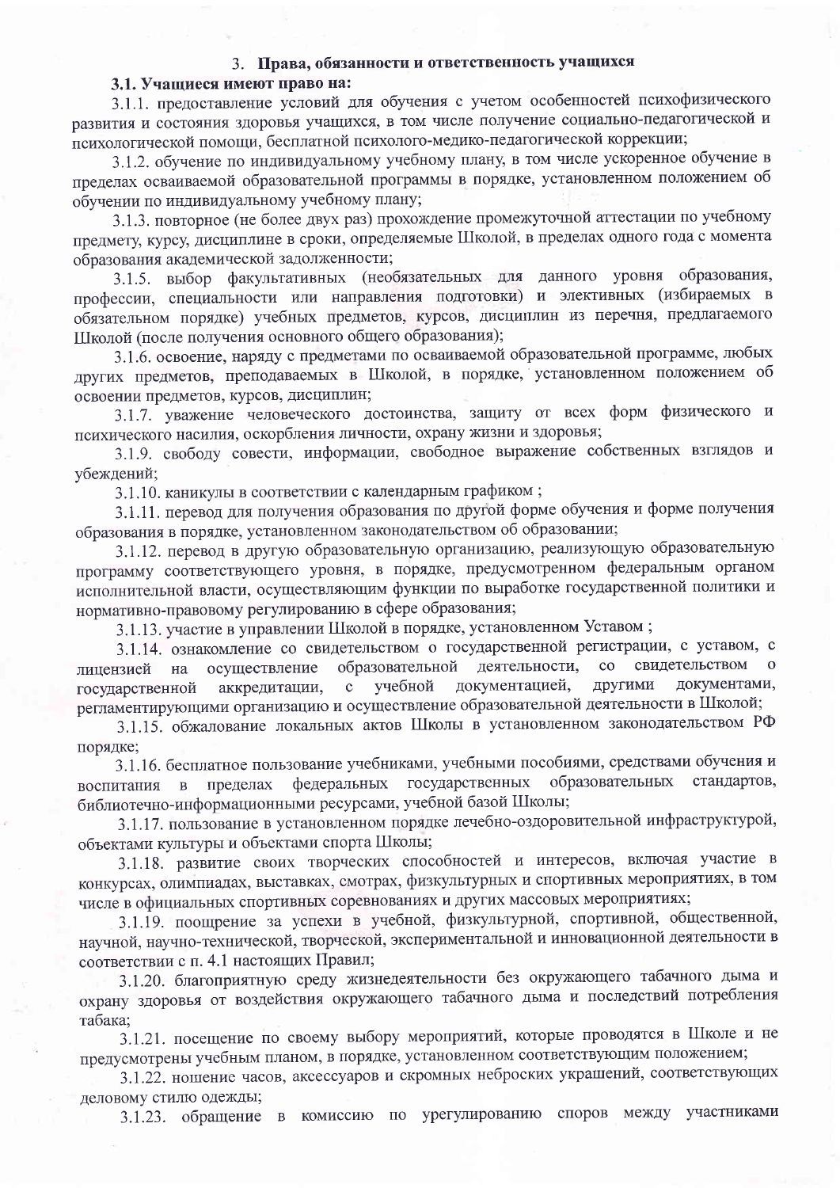## 3. Права, обязанности и ответственность учащихся

**3.1. Учащиеся имеют право на:**

3.1.1. предоставление условий для обучения с учетом особенностей психофизического развития и состояния здоровья учащихся, в том числе получение социально-педагогической и психологической помощи, бесплатной психолого-медико-педагогической коррекции;

3.1.2. обучение по индивидуальному учебному плану, в том числе ускоренное обучение в пределах осваиваемой образовательной программы в порядке, установленном положением об обучении по индивидуальному учебному плану;

3.1.3. повторное (не более двух раз) прохождение промежуточной аттестации по учебному предмету, курсу, дисциплине в сроки, определяемые Школой, в пределах одного года с момента образования академической задолженности;

3.1.5. выбор факультативных (необязательных для данного уровня образования, профессии, специальности или направления подготовки) и элективных (избираемых в обязательном порядке) учебных предметов, курсов, дисциплин из перечня, предлагаемого Школой (после получения основного общего образования);

3.1.6. освоение, наряду с предметами по осваиваемой образовательной программе, любых других предметов, преподаваемых в Школой, в порядке, установленном положением об освоении предметов, курсов, дисциплин;

3.1.7. уважение человеческого достоинства, защиту от всех форм физического и психического насилия, оскорбления личности, охрану жизни и здоровья;

3.1.9. свободу совести, информации, свободное выражение собственных взглядов и убеждений;

3.1.10. каникулы в соответствии с календарным графиком ;

3.1.11. перевод для получения образования по другой форме обучения и форме получения образования в порядке, установленном законодательством об образовании;

3.1.12. перевод в другую образовательную организацию, реализующую образовательную программу соответствующего уровня, в порядке, предусмотренном федеральным органом исполнительной власти, осуществляющим функции по выработке государственной политики и нормативно-правовому регулированию в сфере образования;

3.1.13. участие в управлении Школой в порядке, установленном Уставом ;

3.1.14. ознакомление со свидетельством о государственной регистрации, с уставом, с лицензией на осуществление образовательной деятельности, со свидетельством о государственной аккредитации, с учебной документацией, другими документами, регламентирующими организацию и осуществление образовательной деятельности в Школой;

3.1.15. обжалование локальных актов Школы в установленном законодательством РФ порядке;

3.1.16. бесплатное пользование учебниками, учебными пособиями, средствами обучения и воспитания в пределах федеральных государственных образовательных стандартов, библиотечно-информационными ресурсами, учебной базой Школы;

3.1.17. пользование в установленном порядке лечебно-оздоровительной инфраструктурой, объектами культуры и объектами спорта Школы;

3.1.18. развитие своих творческих способностей и интересов, включая участие в конкурсах, олимпиадах, выставках, смотрах, физкультурных и спортивных мероприятиях, в том числе в официальных спортивных соревнованиях и других массовых мероприятиях;

3.1.19. поощрение за успехи в учебной, физкультурной, спортивной, общественной, научной, научно-технической, творческой, экспериментальной и инновационной деятельности в соответствии с п. 4.1 настоящих Правил;

3.1.20. благоприятную среду жизнедеятельности без окружающего табачного дыма и охрану здоровья от воздействия окружающего табачного дыма и последствий потребления табака;

3.1.21. посещение по своему выбору мероприятий, которые проводятся в Школе и не предусмотрены учебным планом, в порядке, установленном соответствующим положением;

3.1.22. ношение часов, аксессуаров и скромных неброских украшений, соответствующих деловому стилю одежды;

3.1.23. обращение в комиссию по урегулированию споров между участниками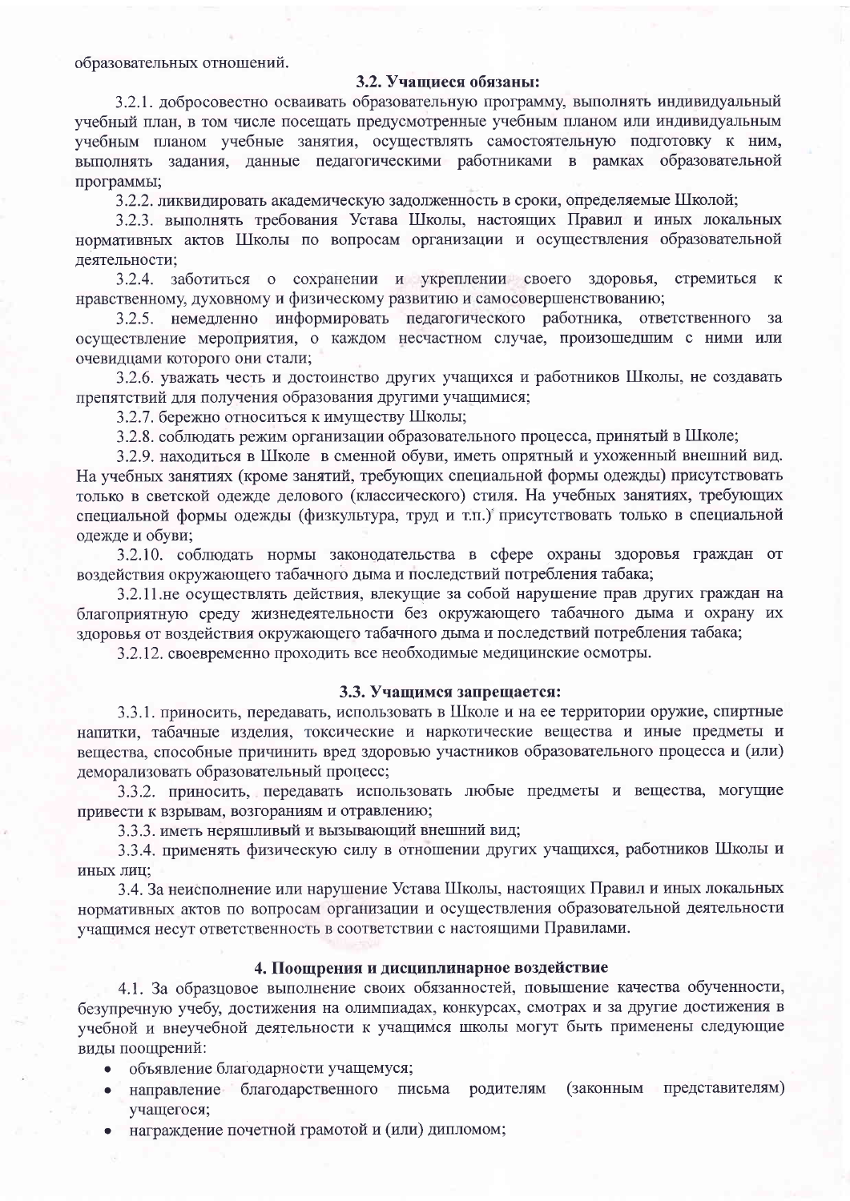образовательных отношений.

### 3.2. Учащиеся обязаны:

3.2.1. добросовестно осваивать образовательную программу, выполнять индивидуальный учебный план, в том числе посещать предусмотренные учебным планом или индивидуальным учебным планом учебные занятия, осуществлять самостоятельную подготовку к ним, выполнять задания, данные педагогическими работниками в рамках образовательной программы;

3.2.2. ликвидировать академическую задолженность в сроки, определяемые Школой;

3.2.3. выполнять требования Устава Школы, настоящих Правил и иных локальных нормативных актов Школы по вопросам организации и осуществления образовательной деятельности;

3.2.4. заботиться о сохранении и укреплении своего здоровья, стремиться к нравственному, духовному и физическому развитию и самосовершенствованию;

3.2.5. немедленно информировать педагогического работника, ответственного за осуществление мероприятия, о каждом несчастном случае, произошедшим с ними или очевидцами которого они стали;

3.2.6. уважать честь и достоинство других учащихся и работников Школы, не создавать препятствий для получения образования другими учащимися;

3.2.7. бережно относиться к имуществу Школы;

3.2.8. соблюдать режим организации образовательного процесса, принятый в Школе;

3.2.9. находиться в Школе в сменной обуви, иметь опрятный и ухоженный внешний вид. На учебных занятиях (кроме занятий, требующих специальной формы одежды) присутствовать только в светской одежде делового (классического) стиля. На учебных занятиях, требующих специальной формы одежды (физкультура, труд и т.п.) присутствовать только в специальной одежде и обуви;

3.2.10. соблюдать нормы законодательства в сфере охраны здоровья граждан от воздействия окружающего табачного дыма и последствий потребления табака;

3.2.11. не осуществлять действия, влекущие за собой нарушение прав других граждан на благоприятную среду жизнедеятельности без окружающего табачного дыма и охрану их здоровья от воздействия окружающего табачного дыма и последствий потребления табака;

3.2.12. своевременно проходить все необходимые медицинские осмотры.

### 3.3. Учащимся запрещается:

3.3.1. приносить, передавать, использовать в Школе и на ее территории оружие, спиртные напитки, табачные изделия, токсические и наркотические вещества и иные предметы и вещества, способные причинить вред здоровью участников образовательного процесса и (или) деморализовать образовательный процесс;

3.3.2. приносить, передавать использовать любые предметы и вещества, могущие привести к взрывам, возгораниям и отравлению;

3.3.3. иметь неряшливый и вызывающий внешний вид;

3.3.4. применять физическую силу в отношении других учащихся, работников Школы и иных лиц;

3.4. За неисполнение или нарушение Устава Школы, настоящих Правил и иных локальных нормативных актов по вопросам организации и осуществления образовательной деятельности учащимся несут ответственность в соответствии с настоящими Правилами.

## 4. Поощрения и дисциплинарное воздействие

4.1. За образцовое выполнение своих обязанностей, повышение качества обученности, безупречную учебу, достижения на олимпиадах, конкурсах, смотрах и за другие достижения в учебной и внеучебной деятельности к учащимся школы могут быть применены следующие виды поощрений:

- объявление благодарности учащемуся;
- направление благодарственного письма родителям (законным представителям) учащегося;
- награждение почетной грамотой и (или) дипломом;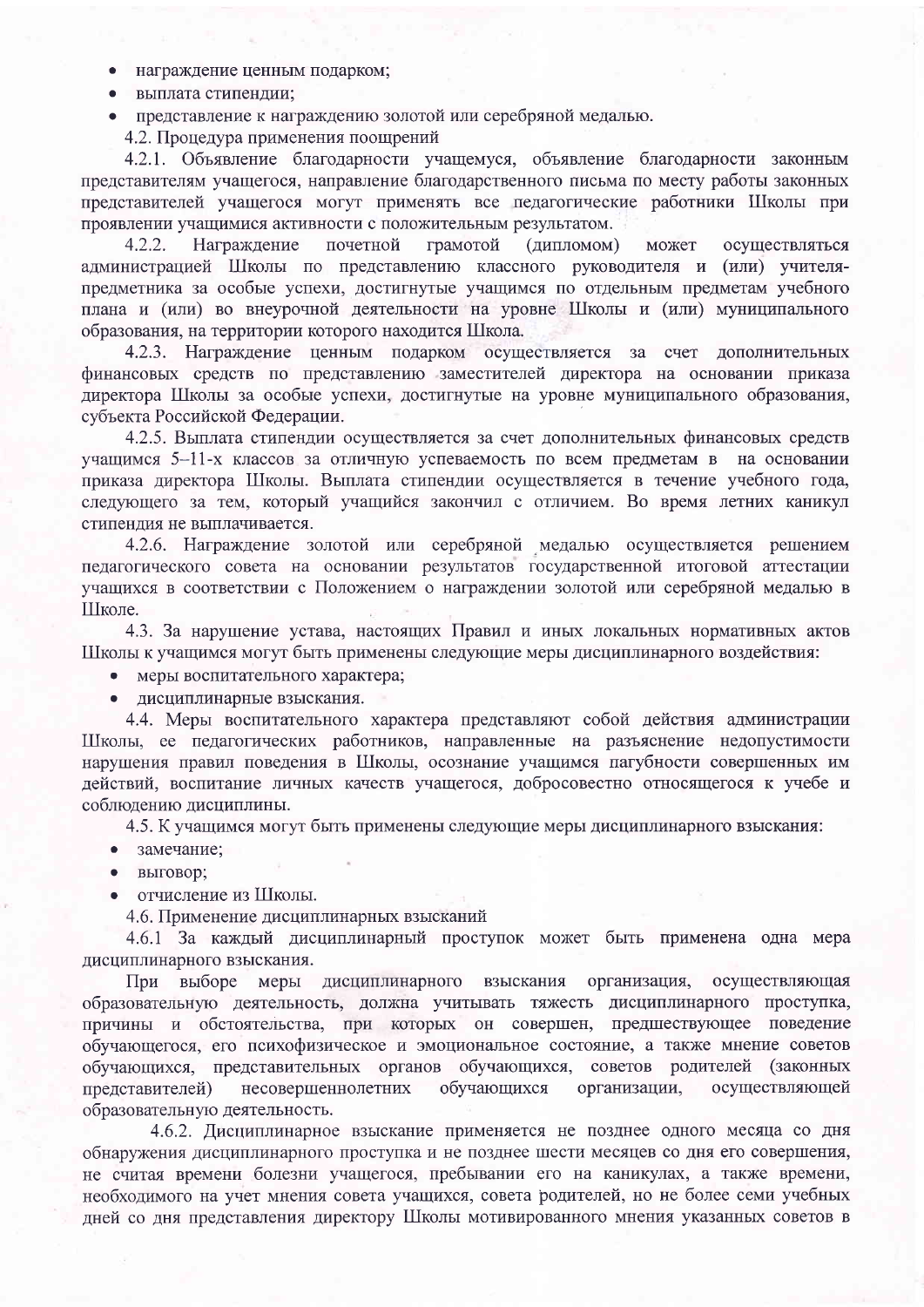- награждение ценным подарком;
- выплата стипендии;
- представление к награждению золотой или серебряной медалью.

4.2. Процедура применения поощрений

4.2.1. Объявление благодарности учащемуся, объявление благодарности законным представителям учащегося, направление благодарственного письма по месту работы законных представителей учащегося могут применять все педагогические работники Школы при проявлении учащимися активности с положительным результатом.

4.2.2. Награждение почетной грамотой (дипломом) может осуществляться администрацией Школы по представлению классного руководителя и (или) учителя-предметника за особые успехи, достигнутые учащимся по отдельным предметам учебного плана и (или) во внеурочной деятельности на уровне Школы и (или) муниципального образования, на территории которого находится Школа.

4.2.3. Награждение ценным подарком осуществляется за счет дополнительных финансовых средств по представлению заместителей директора на основании приказа директора Школы за особые успехи, достигнутые на уровне муниципального образования, субъекта Российской Федерации.

4.2.5. Выплата стипендии осуществляется за счет дополнительных финансовых средств учащимся 5–11-х классов за отличную успеваемость по всем предметам в на основании приказа директора Школы. Выплата стипендии осуществляется в течение учебного года, следующего за тем, который учащийся закончил с отличием. Во время летних каникул стипендия не выплачивается.

4.2.6. Награждение золотой или серебряной медалью осуществляется решением педагогического совета на основании результатов государственной итоговой аттестации учащихся в соответствии с Положением о награждении золотой или серебряной медалью в Школе.

4.3. За нарушение устава, настоящих Правил и иных локальных нормативных актов Школы к учащимся могут быть применены следующие меры дисциплинарного воздействия:

- меры воспитательного характера;
- дисциплинарные взыскания.

4.4. Меры воспитательного характера представляют собой действия администрации Школы, ее педагогических работников, направленные на разъяснение недопустимости нарушения правил поведения в Школы, осознание учащимся пагубности совершенных им действий, воспитание личных качеств учащегося, добросовестно относящегося к учебе и соблюдению дисциплины.

4.5. К учащимся могут быть применены следующие меры дисциплинарного взыскания:

- замечание;
- выговор;
- отчисление из Школы.

4.6. Применение дисциплинарных взысканий

4.6.1 За каждый дисциплинарный проступок может быть применена одна мера дисциплинарного взыскания.

При выборе меры дисциплинарного взыскания организация, осуществляющая образовательную деятельность, должна учитывать тяжесть дисциплинарного проступка, причины и обстоятельства, при которых он совершен, предшествующее поведение обучающегося, его психофизическое и эмоциональное состояние, а также мнение советов обучающихся, представительных органов обучающихся, советов родителей (законных представителей) несовершеннолетних обучающихся организации, осуществляющей образовательную деятельность.

4.6.2. Дисциплинарное взыскание применяется не позднее одного месяца со дня обнаружения дисциплинарного проступка и не позднее шести месяцев со дня его совершения, не считая времени болезни учащегося, пребывании его на каникулах, а также времени, необходимого на учет мнения совета учащихся, совета родителей, но не более семи учебных дней со дня представления директору Школы мотивированного мнения указанных советов в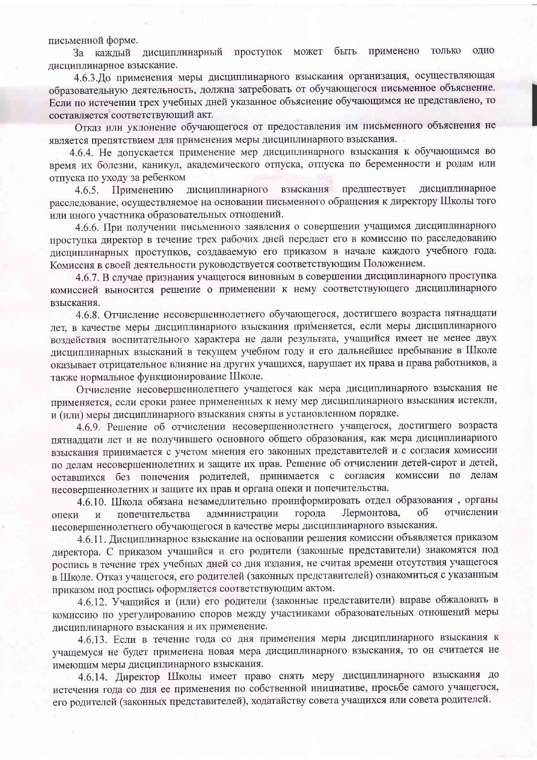письменной форме.

За каждый дисциплинарный проступок может быть применено только одно дисциплинарное взыскание.

4.6.3.До применения меры дисциплинарного взыскания организация, осуществляющая образовательную деятельность, должна затребовать от обучающегося письменное объяснение. Если по истечении трех учебных дней указанное объяснение обучающимся не представлено, то составляется соответствующий акт.

Отказ или уклонение обучающегося от предоставления им письменного объяснения не является препятствием для применения меры дисциплинарного взыскания.

4.6.4. Не допускается применение мер дисциплинарного взыскания к обучающимся во время их болезни, каникул, академического отпуска, отпуска по беременности и родам или отпуска по уходу за ребенком

4.6.5. Применению дисциплинарного взыскания предшествует дисциплинарное расследование, осуществляемое на основании письменного обращения к директору Школы того или иного участника образовательных отношений.

4.6.6. При получении письменного заявления о совершении учащимся дисциплинарного проступка директор в течение трех рабочих дней передает его в комиссию по расследованию дисциплинарных проступков, создаваемую его приказом в начале каждого учебного года. Комиссия в своей деятельности руководствуется соответствующим Положением.

4.6.7. В случае признания учащегося виновным в совершении дисциплинарного проступка комиссией выносится решение о применении к нему соответствующего дисциплинарного взыскания.

4.6.8. Отчисление несовершеннолетнего обучающегося, достигшего возраста пятнадцати лет, в качестве меры дисциплинарного взыскания применяется, если меры дисциплинарного воздействия воспитательного характера не дали результата, учащийся имеет не менее двух дисциплинарных взысканий в текущем учебном году и его дальнейшее пребывание в Школе оказывает отрицательное влияние на других учащихся, нарушает их права и права работников, а также нормальное функционирование Школе.

Отчисление несовершеннолетнего учащегося как мера дисциплинарного взыскания не применяется, если сроки ранее примененных к нему мер дисциплинарного взыскания истекли, и (или) меры дисциплинарного взыскания сняты в установленном порядке.

4.6.9. Решение об отчислении несовершеннолетнего учащегося, достигшего возраста пятнадцати лет и не получившего основного общего образования, как мера дисциплинарного взыскания принимается с учетом мнения его законных представителей и с согласия комиссии по делам несовершеннолетних и защите их прав. Решение об отчислении детей-сирот и детей, оставшихся без попечения родителей, принимается с согласия комиссии по делам несовершеннолетних и защите их прав и органа опеки и попечительства.

4.6.10. Школа обязана незамедлительно проинформировать отдел образования , органы опеки и попечительства администрации города Лермонтова, об отчислении несовершеннолетнего обучающегося в качестве меры дисциплинарного взыскания.

4.6.11. Дисциплинарное взыскание на основании решения комиссии объявляется приказом директора. С приказом учащийся и его родители (законные представители) знакомятся под роспись в течение трех учебных дней со дня издания, не считая времени отсутствия учащегося в Школе. Отказ учащегося, его родителей (законных представителей) ознакомиться с указанным приказом под роспись оформляется соответствующим актом.

4.6.12. Учащийся и (или) его родители (законные представители) вправе обжаловать в комиссию по урегулированию споров между участниками образовательных отношений меры дисциплинарного взыскания и их применение.

4.6.13. Если в течение года со дня применения меры дисциплинарного взыскания к учащемуся не будет применена новая мера дисциплинарного взыскания, то он считается не имеющим меры дисциплинарного взыскания.

4.6.14. Директор Школы имеет право снять меру дисциплинарного взыскания до истечения года со дня ее применения по собственной инициативе, просьбе самого учащегося, его родителей (законных представителей), ходатайству совета учащихся или совета родителей.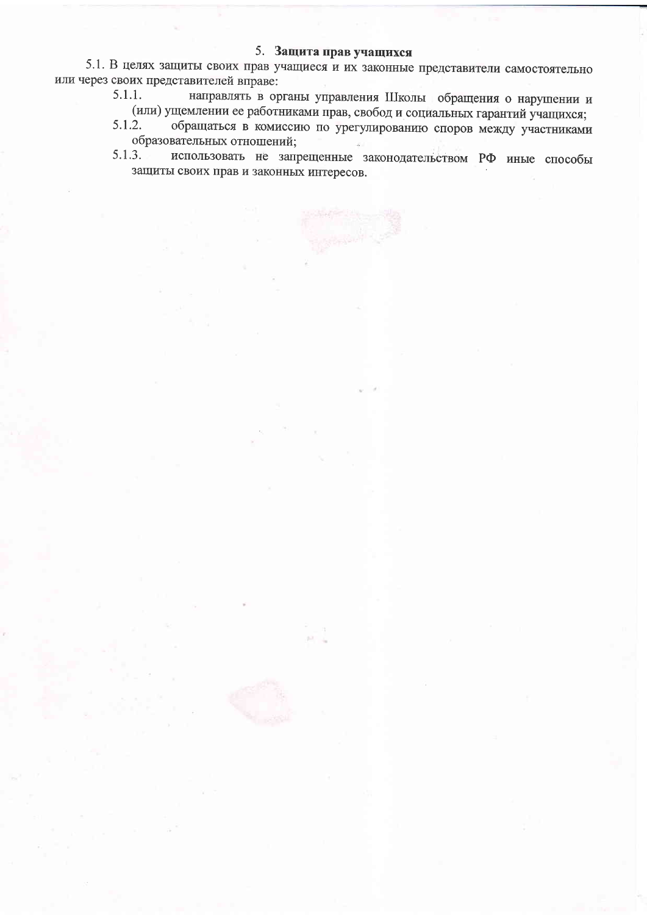## 5. Защита прав учащихся

5.1. В целях защиты своих прав учащиеся и их законные представители самостоятельно или через своих представителей вправе:

5.1.1. направлять в органы управления Школы обращения о нарушении и (или) ущемлении ее работниками прав, свобод и социальных гарантий учащихся;

5.1.2. обращаться в комиссию по урегулированию споров между участниками образовательных отношений;

5.1.3. использовать не запрещенные законодательством РФ иные способы защиты своих прав и законных интересов.